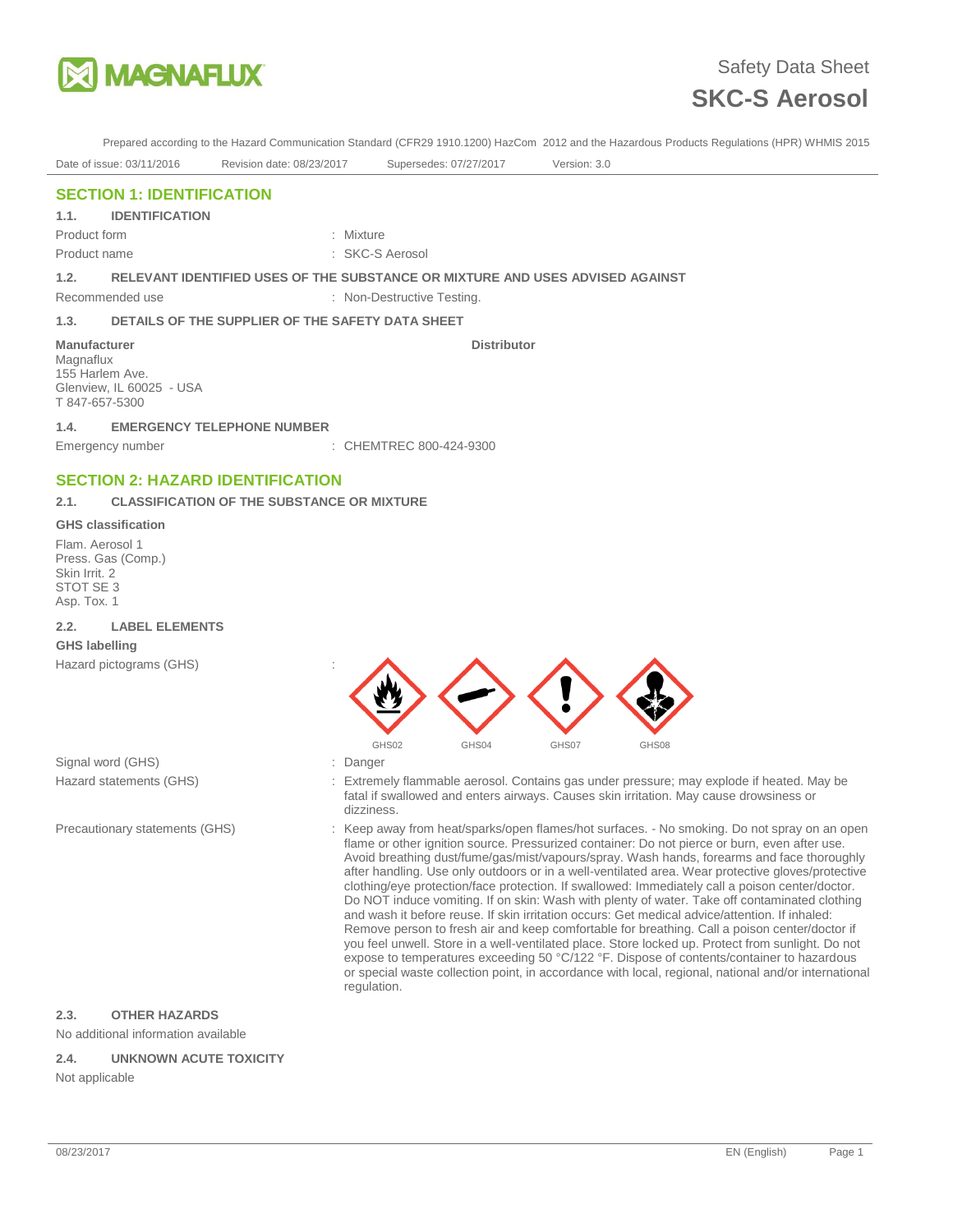# Safety Data Sheet

# SKC-S Aerosol

Prepared according to the Hazard Communication Standard (CFR29 1910.1200) HazCom 2012 and the Hazardous Products Regulations (HPR) WHMIS 2015

Date of issue: 03/11/2016 Revision date: 08/23/2017 Supersedes: 07/27/2017 Version: 3.0

## SECTION 1: IDENTIFICATION

### 1.1. IDENTIFICATION

Product form : Mixture

Product name : SKC-S Aerosol

### 1.2. RELEVANT IDENTIFIED USES OF THE SUBSTANCE OR MIXTURE AND USES ADVISED AGAINST

Recommended use : Non-Destructive Testing.

### 1.3. DETAILS OF THE SUPPLIER OF THE SAFETY DATA SHEET

**Manufacturer**
Magnaflux
155 Harlem Ave.
Glenview, IL 60025 - USA
T 847-657-5300

**Distributor**

### 1.4. EMERGENCY TELEPHONE NUMBER

Emergency number : CHEMTREC 800-424-9300

## SECTION 2: HAZARD IDENTIFICATION

### 2.1. CLASSIFICATION OF THE SUBSTANCE OR MIXTURE

**GHS classification**

Flam. Aerosol 1
Press. Gas (Comp.)
Skin Irrit. 2
STOT SE 3
Asp. Tox. 1

### 2.2. LABEL ELEMENTS

**GHS labelling**

Hazard pictograms (GHS) : GHS02 GHS04 GHS07 GHS08

Signal word (GHS) : Danger

Hazard statements (GHS) : Extremely flammable aerosol. Contains gas under pressure; may explode if heated. May be fatal if swallowed and enters airways. Causes skin irritation. May cause drowsiness or dizziness.

Precautionary statements (GHS) : Keep away from heat/sparks/open flames/hot surfaces. - No smoking. Do not spray on an open flame or other ignition source. Pressurized container: Do not pierce or burn, even after use. Avoid breathing dust/fume/gas/mist/vapours/spray. Wash hands, forearms and face thoroughly after handling. Use only outdoors or in a well-ventilated area. Wear protective gloves/protective clothing/eye protection/face protection. If swallowed: Immediately call a poison center/doctor. Do NOT induce vomiting. If on skin: Wash with plenty of water. Take off contaminated clothing and wash it before reuse. If skin irritation occurs: Get medical advice/attention. If inhaled: Remove person to fresh air and keep comfortable for breathing. Call a poison center/doctor if you feel unwell. Store in a well-ventilated place. Store locked up. Protect from sunlight. Do not expose to temperatures exceeding 50 °C/122 °F. Dispose of contents/container to hazardous or special waste collection point, in accordance with local, regional, national and/or international regulation.

### 2.3. OTHER HAZARDS

No additional information available

### 2.4. UNKNOWN ACUTE TOXICITY

Not applicable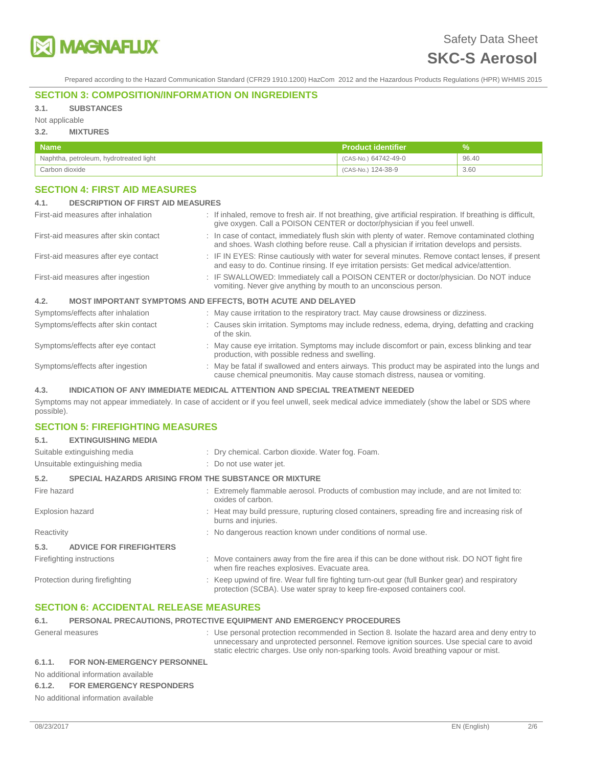## SECTION 3: COMPOSITION/INFORMATION ON INGREDIENTS

### 3.1. SUBSTANCES

Not applicable

### 3.2. MIXTURES

| Name | Product identifier | % |
|---|---|---|
| Naphtha, petroleum, hydrotreated light | (CAS-No.) 64742-49-0 | 96.40 |
| Carbon dioxide | (CAS-No.) 124-38-9 | 3.60 |

## SECTION 4: FIRST AID MEASURES

### 4.1. DESCRIPTION OF FIRST AID MEASURES

First-aid measures after inhalation : If inhaled, remove to fresh air. If not breathing, give artificial respiration. If breathing is difficult, give oxygen. Call a POISON CENTER or doctor/physician if you feel unwell.

First-aid measures after skin contact : In case of contact, immediately flush skin with plenty of water. Remove contaminated clothing and shoes. Wash clothing before reuse. Call a physician if irritation develops and persists.

First-aid measures after eye contact : IF IN EYES: Rinse cautiously with water for several minutes. Remove contact lenses, if present and easy to do. Continue rinsing. If eye irritation persists: Get medical advice/attention.

First-aid measures after ingestion : IF SWALLOWED: Immediately call a POISON CENTER or doctor/physician. Do NOT induce vomiting. Never give anything by mouth to an unconscious person.

### 4.2. MOST IMPORTANT SYMPTOMS AND EFFECTS, BOTH ACUTE AND DELAYED

Symptoms/effects after inhalation : May cause irritation to the respiratory tract. May cause drowsiness or dizziness.

Symptoms/effects after skin contact : Causes skin irritation. Symptoms may include redness, edema, drying, defatting and cracking of the skin.

Symptoms/effects after eye contact : May cause eye irritation. Symptoms may include discomfort or pain, excess blinking and tear production, with possible redness and swelling.

Symptoms/effects after ingestion : May be fatal if swallowed and enters airways. This product may be aspirated into the lungs and cause chemical pneumonitis. May cause stomach distress, nausea or vomiting.

### 4.3. INDICATION OF ANY IMMEDIATE MEDICAL ATTENTION AND SPECIAL TREATMENT NEEDED

Symptoms may not appear immediately. In case of accident or if you feel unwell, seek medical advice immediately (show the label or SDS where possible).

## SECTION 5: FIREFIGHTING MEASURES

### 5.1. EXTINGUISHING MEDIA

Suitable extinguishing media : Dry chemical. Carbon dioxide. Water fog. Foam.

Unsuitable extinguishing media : Do not use water jet.

### 5.2. SPECIAL HAZARDS ARISING FROM THE SUBSTANCE OR MIXTURE

Fire hazard : Extremely flammable aerosol. Products of combustion may include, and are not limited to: oxides of carbon.

Explosion hazard : Heat may build pressure, rupturing closed containers, spreading fire and increasing risk of burns and injuries.

Reactivity : No dangerous reaction known under conditions of normal use.

### 5.3. ADVICE FOR FIREFIGHTERS

Firefighting instructions : Move containers away from the fire area if this can be done without risk. DO NOT fight fire when fire reaches explosives. Evacuate area.

Protection during firefighting : Keep upwind of fire. Wear full fire fighting turn-out gear (full Bunker gear) and respiratory protection (SCBA). Use water spray to keep fire-exposed containers cool.

## SECTION 6: ACCIDENTAL RELEASE MEASURES

### 6.1. PERSONAL PRECAUTIONS, PROTECTIVE EQUIPMENT AND EMERGENCY PROCEDURES

General measures : Use personal protection recommended in Section 8. Isolate the hazard area and deny entry to unnecessary and unprotected personnel. Remove ignition sources. Use special care to avoid static electric charges. Use only non-sparking tools. Avoid breathing vapour or mist.

#### 6.1.1. FOR NON-EMERGENCY PERSONNEL

No additional information available

#### 6.1.2. FOR EMERGENCY RESPONDERS

No additional information available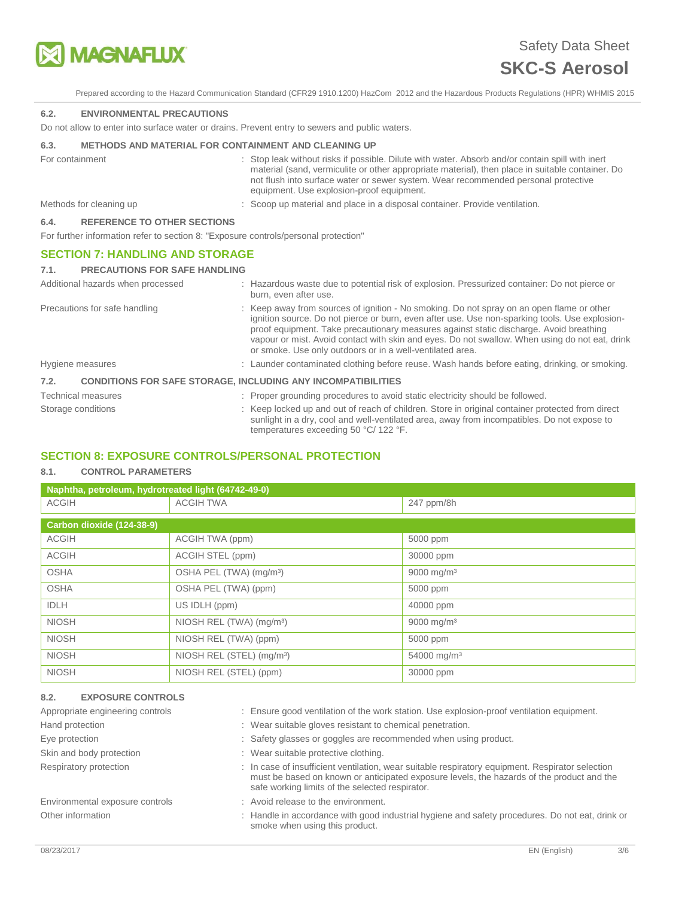### 6.2. ENVIRONMENTAL PRECAUTIONS

Do not allow to enter into surface water or drains. Prevent entry to sewers and public waters.

### 6.3. METHODS AND MATERIAL FOR CONTAINMENT AND CLEANING UP

| | |
|---|---|
| For containment | : Stop leak without risks if possible. Dilute with water. Absorb and/or contain spill with inert material (sand, vermiculite or other appropriate material), then place in suitable container. Do not flush into surface water or sewer system. Wear recommended personal protective equipment. Use explosion-proof equipment. |
| Methods for cleaning up | : Scoop up material and place in a disposal container. Provide ventilation. |

### 6.4. REFERENCE TO OTHER SECTIONS

For further information refer to section 8: "Exposure controls/personal protection"

## SECTION 7: HANDLING AND STORAGE

### 7.1. PRECAUTIONS FOR SAFE HANDLING

| | |
|---|---|
| Additional hazards when processed | : Hazardous waste due to potential risk of explosion. Pressurized container: Do not pierce or burn, even after use. |
| Precautions for safe handling | : Keep away from sources of ignition - No smoking. Do not spray on an open flame or other ignition source. Do not pierce or burn, even after use. Use non-sparking tools. Use explosion-proof equipment. Take precautionary measures against static discharge. Avoid breathing vapour or mist. Avoid contact with skin and eyes. Do not swallow. When using do not eat, drink or smoke. Use only outdoors or in a well-ventilated area. |
| Hygiene measures | : Launder contaminated clothing before reuse. Wash hands before eating, drinking, or smoking. |

### 7.2. CONDITIONS FOR SAFE STORAGE, INCLUDING ANY INCOMPATIBILITIES

| | |
|---|---|
| Technical measures | : Proper grounding procedures to avoid static electricity should be followed. |
| Storage conditions | : Keep locked up and out of reach of children. Store in original container protected from direct sunlight in a dry, cool and well-ventilated area, away from incompatibles. Do not expose to temperatures exceeding 50 °C/ 122 °F. |

## SECTION 8: EXPOSURE CONTROLS/PERSONAL PROTECTION

### 8.1. CONTROL PARAMETERS

| Naphtha, petroleum, hydrotreated light (64742-49-0) | | |
|---|---|---|
| ACGIH | ACGIH TWA | 247 ppm/8h |

| Carbon dioxide (124-38-9) | | |
|---|---|---|
| ACGIH | ACGIH TWA (ppm) | 5000 ppm |
| ACGIH | ACGIH STEL (ppm) | 30000 ppm |
| OSHA | OSHA PEL (TWA) (mg/m³) | 9000 mg/m³ |
| OSHA | OSHA PEL (TWA) (ppm) | 5000 ppm |
| IDLH | US IDLH (ppm) | 40000 ppm |
| NIOSH | NIOSH REL (TWA) (mg/m³) | 9000 mg/m³ |
| NIOSH | NIOSH REL (TWA) (ppm) | 5000 ppm |
| NIOSH | NIOSH REL (STEL) (mg/m³) | 54000 mg/m³ |
| NIOSH | NIOSH REL (STEL) (ppm) | 30000 ppm |

### 8.2. EXPOSURE CONTROLS

| | |
|---|---|
| Appropriate engineering controls | : Ensure good ventilation of the work station. Use explosion-proof ventilation equipment. |
| Hand protection | : Wear suitable gloves resistant to chemical penetration. |
| Eye protection | : Safety glasses or goggles are recommended when using product. |
| Skin and body protection | : Wear suitable protective clothing. |
| Respiratory protection | : In case of insufficient ventilation, wear suitable respiratory equipment. Respirator selection must be based on known or anticipated exposure levels, the hazards of the product and the safe working limits of the selected respirator. |
| Environmental exposure controls | : Avoid release to the environment. |
| Other information | : Handle in accordance with good industrial hygiene and safety procedures. Do not eat, drink or smoke when using this product. |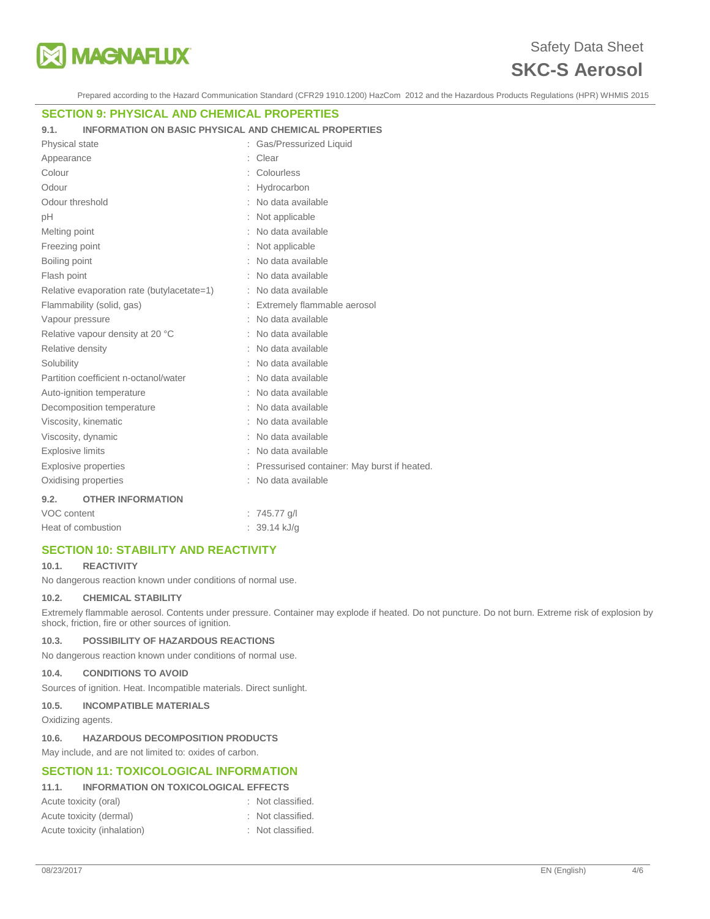## SECTION 9: PHYSICAL AND CHEMICAL PROPERTIES

### 9.1. INFORMATION ON BASIC PHYSICAL AND CHEMICAL PROPERTIES

| Property | Value |
|---|---|
| Physical state | Gas/Pressurized Liquid |
| Appearance | Clear |
| Colour | Colourless |
| Odour | Hydrocarbon |
| Odour threshold | No data available |
| pH | Not applicable |
| Melting point | No data available |
| Freezing point | Not applicable |
| Boiling point | No data available |
| Flash point | No data available |
| Relative evaporation rate (butylacetate=1) | No data available |
| Flammability (solid, gas) | Extremely flammable aerosol |
| Vapour pressure | No data available |
| Relative vapour density at 20 °C | No data available |
| Relative density | No data available |
| Solubility | No data available |
| Partition coefficient n-octanol/water | No data available |
| Auto-ignition temperature | No data available |
| Decomposition temperature | No data available |
| Viscosity, kinematic | No data available |
| Viscosity, dynamic | No data available |
| Explosive limits | No data available |
| Explosive properties | Pressurised container: May burst if heated. |
| Oxidising properties | No data available |

### 9.2. OTHER INFORMATION

| Property | Value |
|---|---|
| VOC content | 745.77 g/l |
| Heat of combustion | 39.14 kJ/g |

## SECTION 10: STABILITY AND REACTIVITY

### 10.1. REACTIVITY

No dangerous reaction known under conditions of normal use.

### 10.2. CHEMICAL STABILITY

Extremely flammable aerosol. Contents under pressure. Container may explode if heated. Do not puncture. Do not burn. Extreme risk of explosion by shock, friction, fire or other sources of ignition.

### 10.3. POSSIBILITY OF HAZARDOUS REACTIONS

No dangerous reaction known under conditions of normal use.

### 10.4. CONDITIONS TO AVOID

Sources of ignition. Heat. Incompatible materials. Direct sunlight.

### 10.5. INCOMPATIBLE MATERIALS

Oxidizing agents.

### 10.6. HAZARDOUS DECOMPOSITION PRODUCTS

May include, and are not limited to: oxides of carbon.

## SECTION 11: TOXICOLOGICAL INFORMATION

### 11.1. INFORMATION ON TOXICOLOGICAL EFFECTS

| Property | Value |
|---|---|
| Acute toxicity (oral) | Not classified. |
| Acute toxicity (dermal) | Not classified. |
| Acute toxicity (inhalation) | Not classified. |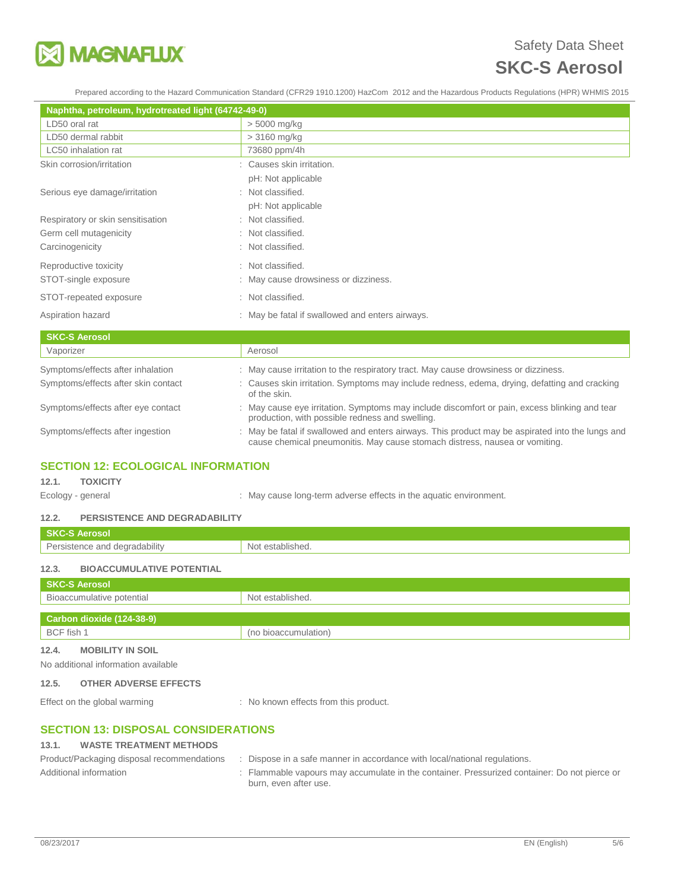| Naphtha, petroleum, hydrotreated light (64742-49-0) | |
|---|---|
| LD50 oral rat | > 5000 mg/kg |
| LD50 dermal rabbit | > 3160 mg/kg |
| LC50 inhalation rat | 73680 ppm/4h |

Skin corrosion/irritation : Causes skin irritation.

pH: Not applicable

Serious eye damage/irritation : Not classified.

pH: Not applicable

Respiratory or skin sensitisation : Not classified.

Germ cell mutagenicity : Not classified.

Carcinogenicity : Not classified.

Reproductive toxicity : Not classified.

STOT-single exposure : May cause drowsiness or dizziness.

STOT-repeated exposure : Not classified.

Aspiration hazard : May be fatal if swallowed and enters airways.

| SKC-S Aerosol | |
|---|---|
| Vaporizer | Aerosol |

Symptoms/effects after inhalation : May cause irritation to the respiratory tract. May cause drowsiness or dizziness.

Symptoms/effects after skin contact : Causes skin irritation. Symptoms may include redness, edema, drying, defatting and cracking of the skin.

Symptoms/effects after eye contact : May cause eye irritation. Symptoms may include discomfort or pain, excess blinking and tear production, with possible redness and swelling.

Symptoms/effects after ingestion : May be fatal if swallowed and enters airways. This product may be aspirated into the lungs and cause chemical pneumonitis. May cause stomach distress, nausea or vomiting.

## SECTION 12: ECOLOGICAL INFORMATION

### 12.1. TOXICITY

Ecology - general : May cause long-term adverse effects in the aquatic environment.

### 12.2. PERSISTENCE AND DEGRADABILITY

| SKC-S Aerosol | |
|---|---|
| Persistence and degradability | Not established. |

### 12.3. BIOACCUMULATIVE POTENTIAL

| SKC-S Aerosol | |
|---|---|
| Bioaccumulative potential | Not established. |

| Carbon dioxide (124-38-9) | |
|---|---|
| BCF fish 1 | (no bioaccumulation) |

### 12.4. MOBILITY IN SOIL

No additional information available

### 12.5. OTHER ADVERSE EFFECTS

Effect on the global warming : No known effects from this product.

## SECTION 13: DISPOSAL CONSIDERATIONS

### 13.1. WASTE TREATMENT METHODS

Product/Packaging disposal recommendations : Dispose in a safe manner in accordance with local/national regulations.

Additional information : Flammable vapours may accumulate in the container. Pressurized container: Do not pierce or burn, even after use.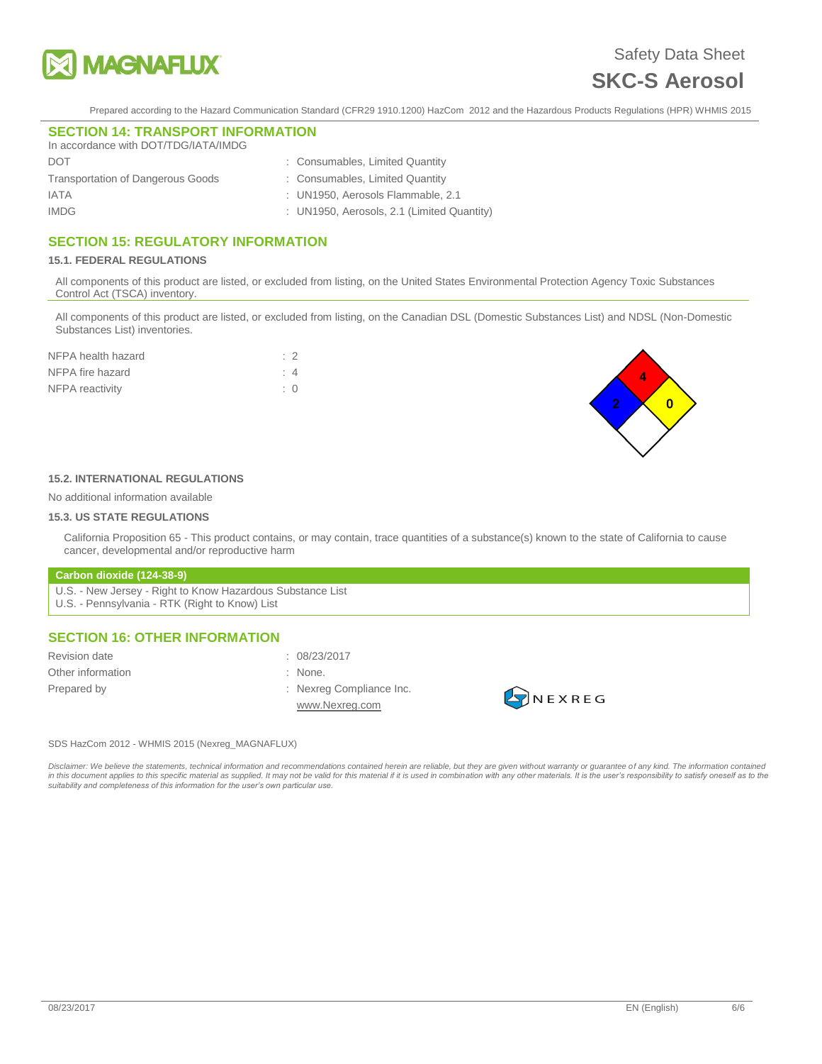## SECTION 14: TRANSPORT INFORMATION

In accordance with DOT/TDG/IATA/IMDG

| | |
|---|---|
| DOT | : Consumables, Limited Quantity |
| Transportation of Dangerous Goods | : Consumables, Limited Quantity |
| IATA | : UN1950, Aerosols Flammable, 2.1 |
| IMDG | : UN1950, Aerosols, 2.1 (Limited Quantity) |

## SECTION 15: REGULATORY INFORMATION

### 15.1. FEDERAL REGULATIONS

All components of this product are listed, or excluded from listing, on the United States Environmental Protection Agency Toxic Substances Control Act (TSCA) inventory.

All components of this product are listed, or excluded from listing, on the Canadian DSL (Domestic Substances List) and NDSL (Non-Domestic Substances List) inventories.

| | |
|---|---|
| NFPA health hazard | : 2 |
| NFPA fire hazard | : 4 |
| NFPA reactivity | : 0 |

4
2
0

### 15.2. INTERNATIONAL REGULATIONS

No additional information available

### 15.3. US STATE REGULATIONS

California Proposition 65 - This product contains, or may contain, trace quantities of a substance(s) known to the state of California to cause cancer, developmental and/or reproductive harm

| Carbon dioxide (124-38-9) |
|---|
| U.S. - New Jersey - Right to Know Hazardous Substance List<br>U.S. - Pennsylvania - RTK (Right to Know) List |

## SECTION 16: OTHER INFORMATION

| | |
|---|---|
| Revision date | : 08/23/2017 |
| Other information | : None. |
| Prepared by | : Nexreg Compliance Inc.<br>www.Nexreg.com |

NEXREG

SDS HazCom 2012 - WHMIS 2015 (Nexreg_MAGNAFLUX)

*Disclaimer: We believe the statements, technical information and recommendations contained herein are reliable, but they are given without warranty or guarantee of any kind. The information contained in this document applies to this specific material as supplied. It may not be valid for this material if it is used in combination with any other materials. It is the user's responsibility to satisfy oneself as to the suitability and completeness of this information for the user's own particular use.*